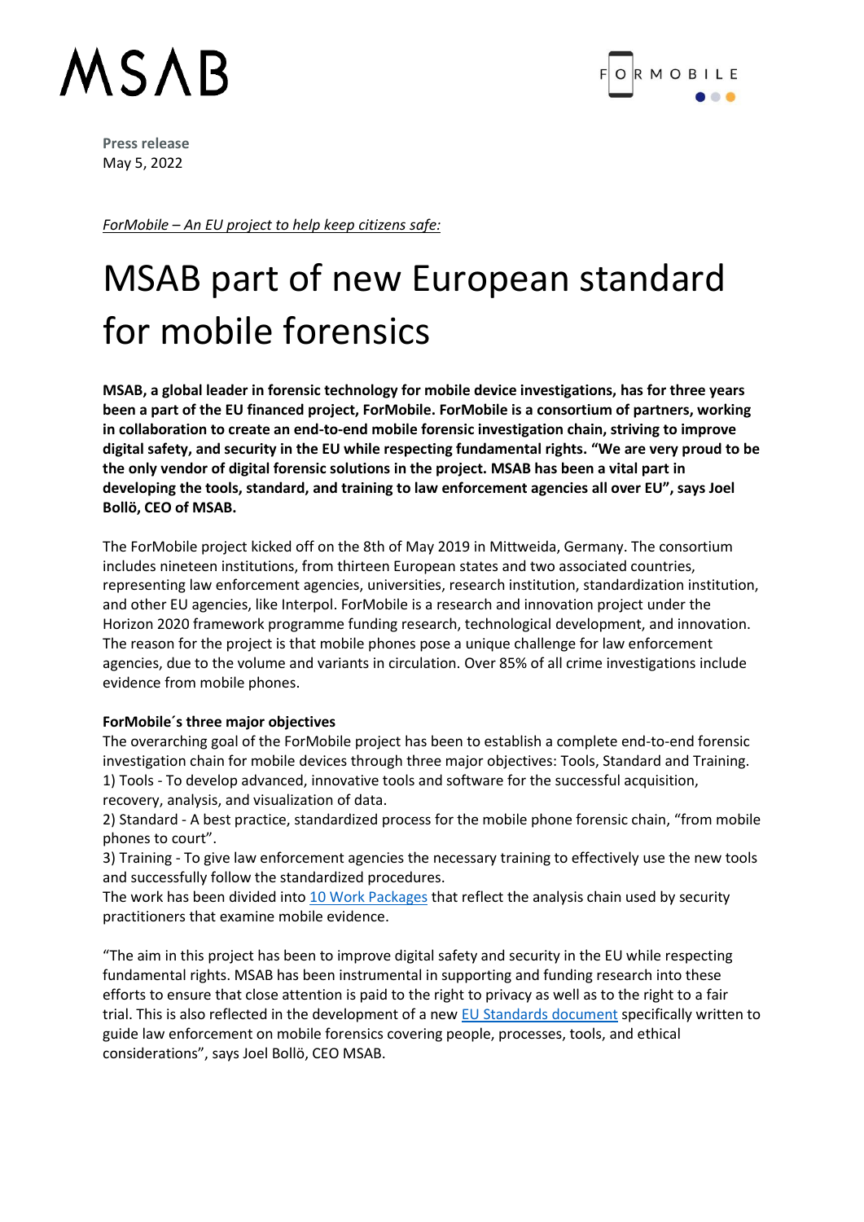MSAB

FORMOBILE

**Press release**
May 5, 2022

*ForMobile – An EU project to help keep citizens safe:*

# MSAB part of new European standard for mobile forensics

**MSAB, a global leader in forensic technology for mobile device investigations, has for three years been a part of the EU financed project, ForMobile. ForMobile is a consortium of partners, working in collaboration to create an end-to-end mobile forensic investigation chain, striving to improve digital safety, and security in the EU while respecting fundamental rights. "We are very proud to be the only vendor of digital forensic solutions in the project. MSAB has been a vital part in developing the tools, standard, and training to law enforcement agencies all over EU", says Joel Bollö, CEO of MSAB.**

The ForMobile project kicked off on the 8th of May 2019 in Mittweida, Germany. The consortium includes nineteen institutions, from thirteen European states and two associated countries, representing law enforcement agencies, universities, research institution, standardization institution, and other EU agencies, like Interpol. ForMobile is a research and innovation project under the Horizon 2020 framework programme funding research, technological development, and innovation. The reason for the project is that mobile phones pose a unique challenge for law enforcement agencies, due to the volume and variants in circulation. Over 85% of all crime investigations include evidence from mobile phones.

**ForMobile´s three major objectives**

The overarching goal of the ForMobile project has been to establish a complete end-to-end forensic investigation chain for mobile devices through three major objectives: Tools, Standard and Training.
1) Tools - To develop advanced, innovative tools and software for the successful acquisition, recovery, analysis, and visualization of data.
2) Standard - A best practice, standardized process for the mobile phone forensic chain, "from mobile phones to court".
3) Training - To give law enforcement agencies the necessary training to effectively use the new tools and successfully follow the standardized procedures.
The work has been divided into 10 Work Packages that reflect the analysis chain used by security practitioners that examine mobile evidence.

"The aim in this project has been to improve digital safety and security in the EU while respecting fundamental rights. MSAB has been instrumental in supporting and funding research into these efforts to ensure that close attention is paid to the right to privacy as well as to the right to a fair trial. This is also reflected in the development of a new EU Standards document specifically written to guide law enforcement on mobile forensics covering people, processes, tools, and ethical considerations", says Joel Bollö, CEO MSAB.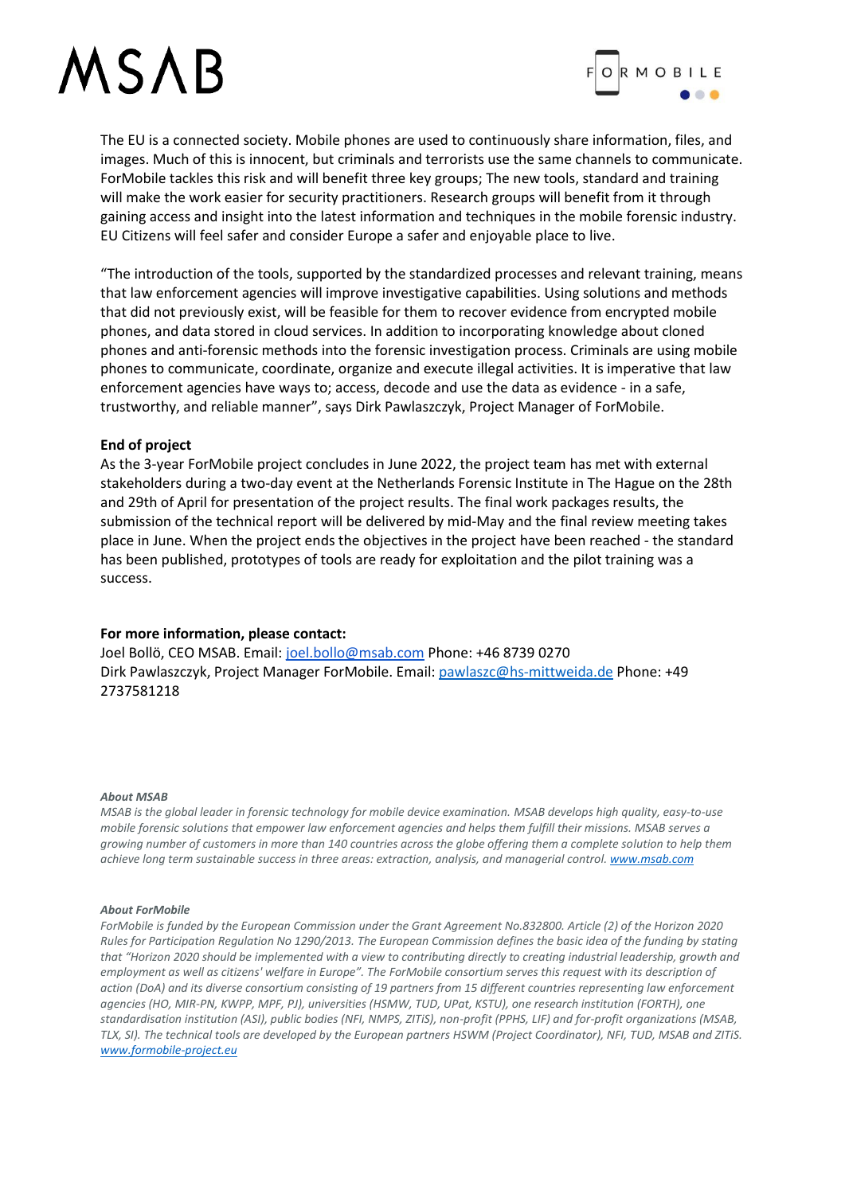The EU is a connected society. Mobile phones are used to continuously share information, files, and images. Much of this is innocent, but criminals and terrorists use the same channels to communicate. ForMobile tackles this risk and will benefit three key groups; The new tools, standard and training will make the work easier for security practitioners. Research groups will benefit from it through gaining access and insight into the latest information and techniques in the mobile forensic industry. EU Citizens will feel safer and consider Europe a safer and enjoyable place to live.

"The introduction of the tools, supported by the standardized processes and relevant training, means that law enforcement agencies will improve investigative capabilities. Using solutions and methods that did not previously exist, will be feasible for them to recover evidence from encrypted mobile phones, and data stored in cloud services. In addition to incorporating knowledge about cloned phones and anti-forensic methods into the forensic investigation process. Criminals are using mobile phones to communicate, coordinate, organize and execute illegal activities. It is imperative that law enforcement agencies have ways to; access, decode and use the data as evidence - in a safe, trustworthy, and reliable manner", says Dirk Pawlaszczyk, Project Manager of ForMobile.

**End of project**

As the 3-year ForMobile project concludes in June 2022, the project team has met with external stakeholders during a two-day event at the Netherlands Forensic Institute in The Hague on the 28th and 29th of April for presentation of the project results. The final work packages results, the submission of the technical report will be delivered by mid-May and the final review meeting takes place in June. When the project ends the objectives in the project have been reached - the standard has been published, prototypes of tools are ready for exploitation and the pilot training was a success.

**For more information, please contact:**

Joel Bollö, CEO MSAB. Email: joel.bollo@msab.com Phone: +46 8739 0270
Dirk Pawlaszczyk, Project Manager ForMobile. Email: pawlaszc@hs-mittweida.de Phone: +49 2737581218

***About MSAB***

*MSAB is the global leader in forensic technology for mobile device examination. MSAB develops high quality, easy-to-use mobile forensic solutions that empower law enforcement agencies and helps them fulfill their missions. MSAB serves a growing number of customers in more than 140 countries across the globe offering them a complete solution to help them achieve long term sustainable success in three areas: extraction, analysis, and managerial control. www.msab.com*

***About ForMobile***

*ForMobile is funded by the European Commission under the Grant Agreement No.832800. Article (2) of the Horizon 2020 Rules for Participation Regulation No 1290/2013. The European Commission defines the basic idea of the funding by stating that "Horizon 2020 should be implemented with a view to contributing directly to creating industrial leadership, growth and employment as well as citizens' welfare in Europe". The ForMobile consortium serves this request with its description of action (DoA) and its diverse consortium consisting of 19 partners from 15 different countries representing law enforcement agencies (HO, MIR-PN, KWPP, MPF, PJ), universities (HSMW, TUD, UPat, KSTU), one research institution (FORTH), one standardisation institution (ASI), public bodies (NFI, NMPS, ZITiS), non-profit (PPHS, LIF) and for-profit organizations (MSAB, TLX, SI). The technical tools are developed by the European partners HSWM (Project Coordinator), NFI, TUD, MSAB and ZITiS. www.formobile-project.eu*